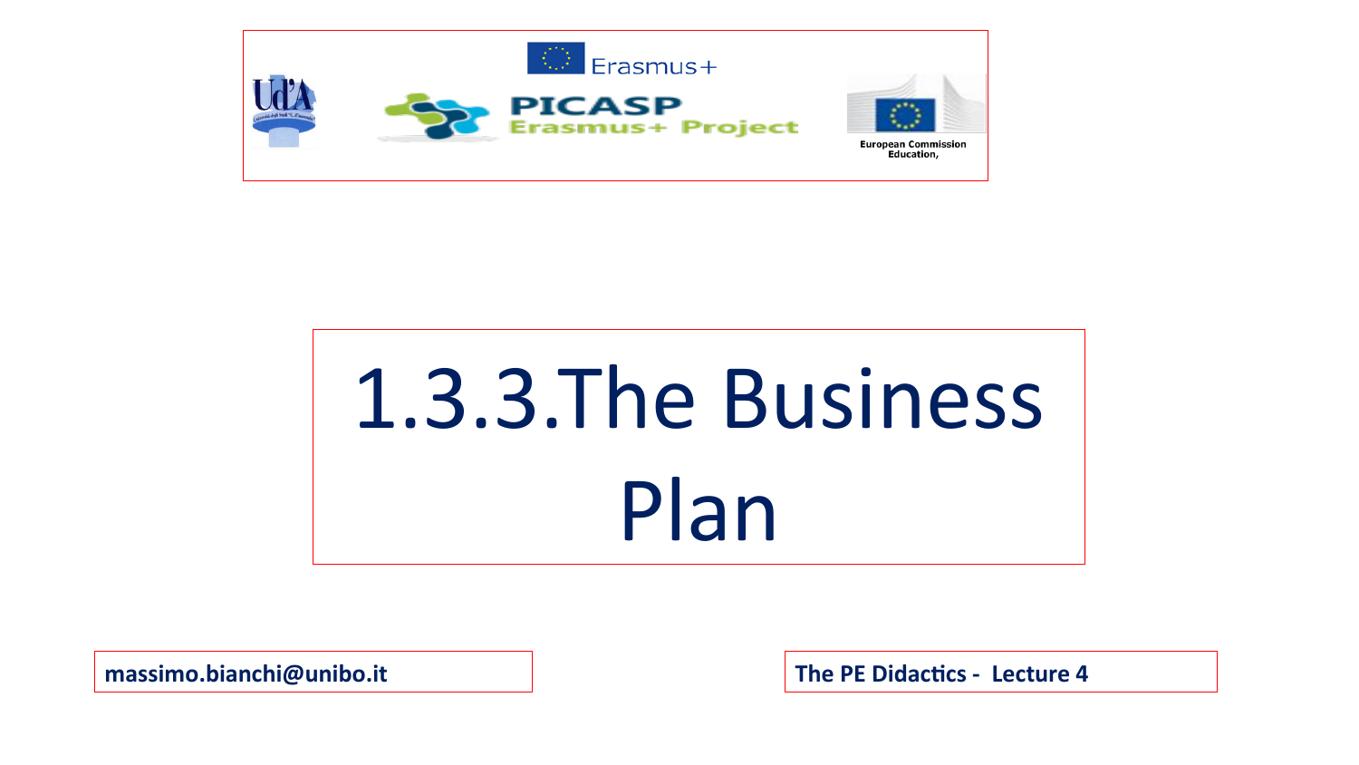Erasmus+

PICASP Erasmus+ Project

European Commission Education,

# 1.3.3.The Business Plan

**massimo.bianchi@unibo.it**

**The PE Didactics - Lecture 4**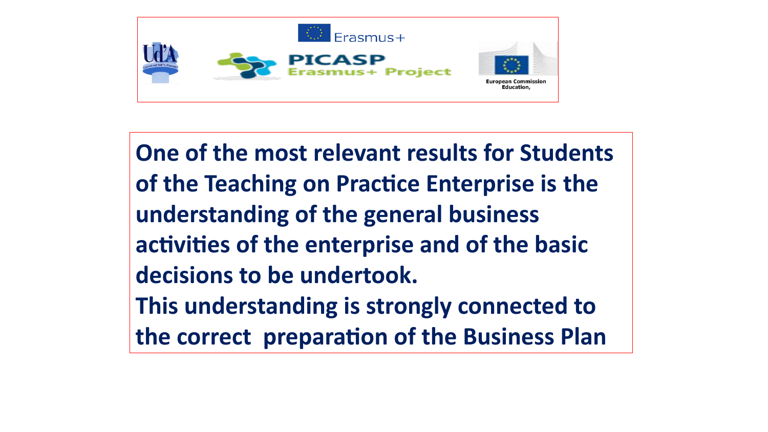Erasmus+

PICASP
Erasmus+ Project

European Commission
Education,

**One of the most relevant results for Students of the Teaching on Practice Enterprise is the understanding of the general business activities of the enterprise and of the basic decisions to be undertook.**

**This understanding is strongly connected to the correct preparation of the Business Plan**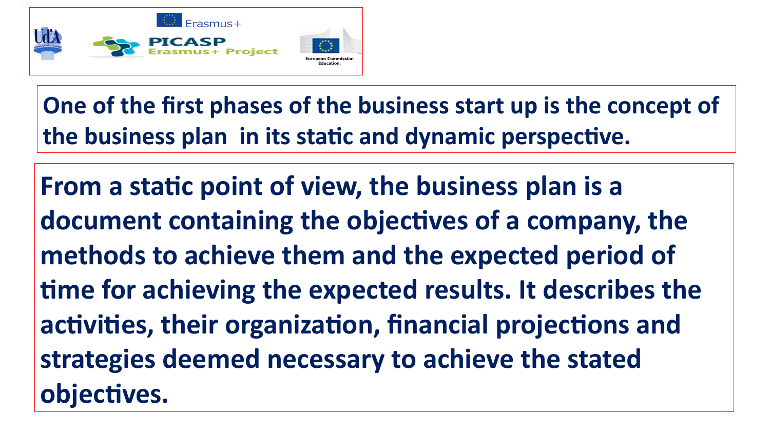**One of the first phases of the business start up is the concept of the business plan in its static and dynamic perspective.**

**From a static point of view, the business plan is a document containing the objectives of a company, the methods to achieve them and the expected period of time for achieving the expected results. It describes the activities, their organization, financial projections and strategies deemed necessary to achieve the stated objectives.**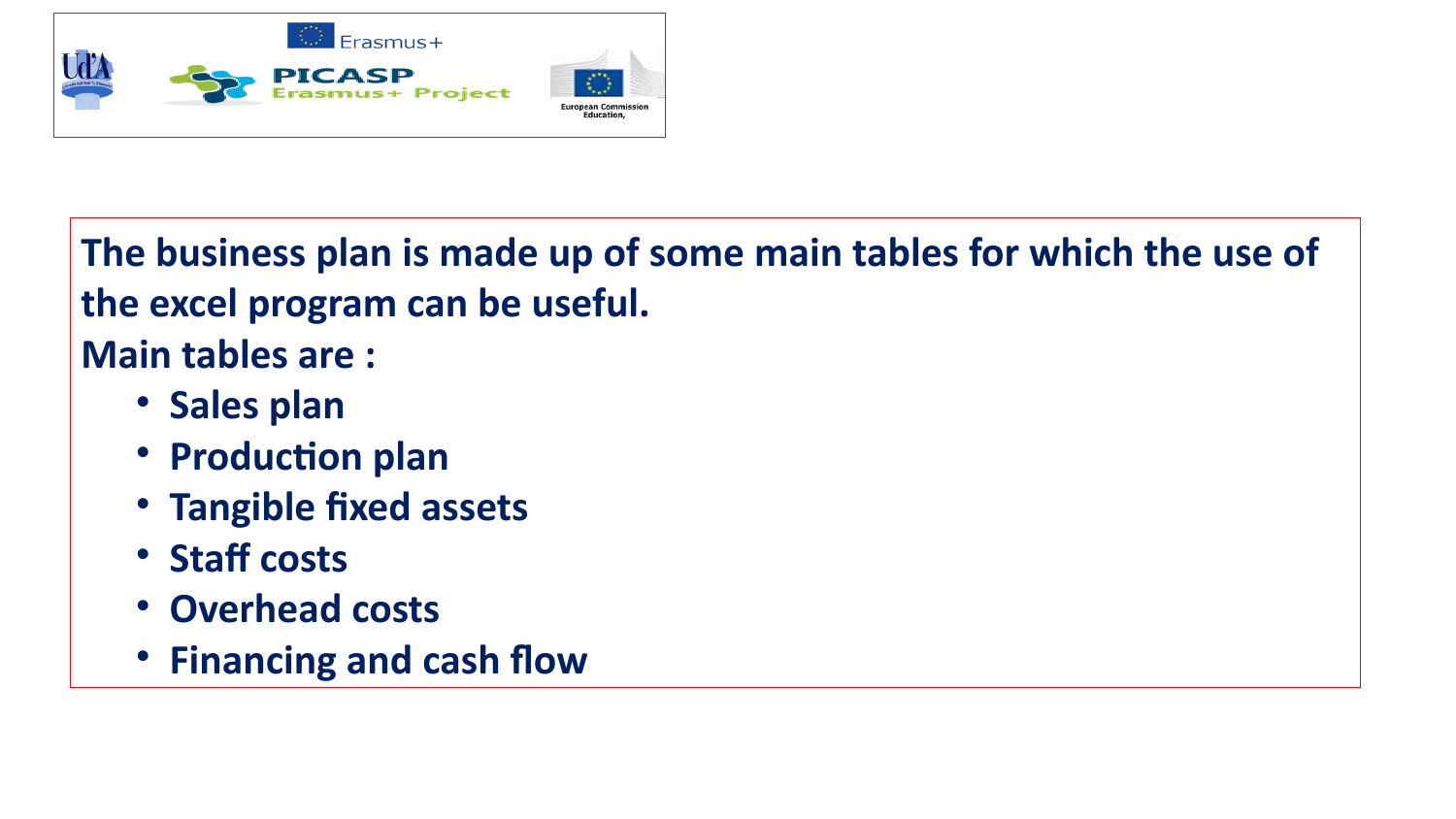**The business plan is made up of some main tables for which the use of the excel program can be useful.**

**Main tables are :**

- **Sales plan**
- **Production plan**
- **Tangible fixed assets**
- **Staff costs**
- **Overhead costs**
- **Financing and cash flow**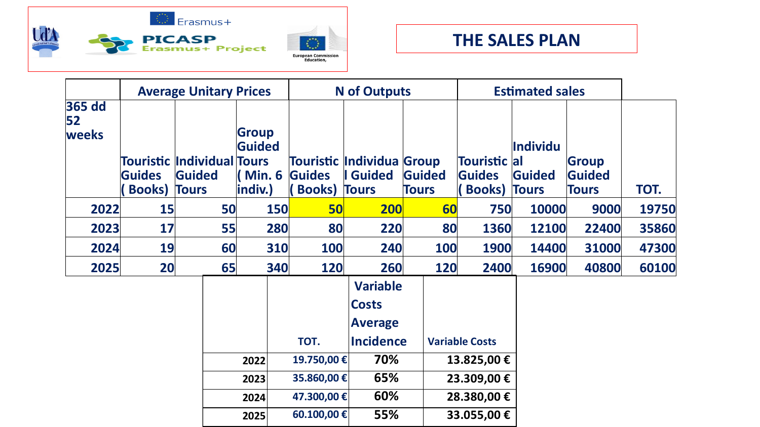# THE SALES PLAN

| 365 dd 52 weeks | Average Unitary Prices | | | N of Outputs | | | Estimated sales | | | |
|---|---|---|---|---|---|---|---|---|---|---|
| | Touristic Guides ( Books) | Individual Guided Tours | Group Guided Tours ( Min. 6 indiv.) | Touristic Guides ( Books) | Individual Guided Tours | Group Guided Tours | Touristic Guides ( Books) | Individual Guided Tours | Group Guided Tours | TOT. |
| 2022 | 15 | 50 | 150 | 50 | 200 | 60 | 750 | 10000 | 9000 | 19750 |
| 2023 | 17 | 55 | 280 | 80 | 220 | 80 | 1360 | 12100 | 22400 | 35860 |
| 2024 | 19 | 60 | 310 | 100 | 240 | 100 | 1900 | 14400 | 31000 | 47300 |
| 2025 | 20 | 65 | 340 | 120 | 260 | 120 | 2400 | 16900 | 40800 | 60100 |

| | TOT. | Variable Costs Average Incidence | Variable Costs |
|---|---|---|---|
| 2022 | 19.750,00 € | 70% | 13.825,00 € |
| 2023 | 35.860,00 € | 65% | 23.309,00 € |
| 2024 | 47.300,00 € | 60% | 28.380,00 € |
| 2025 | 60.100,00 € | 55% | 33.055,00 € |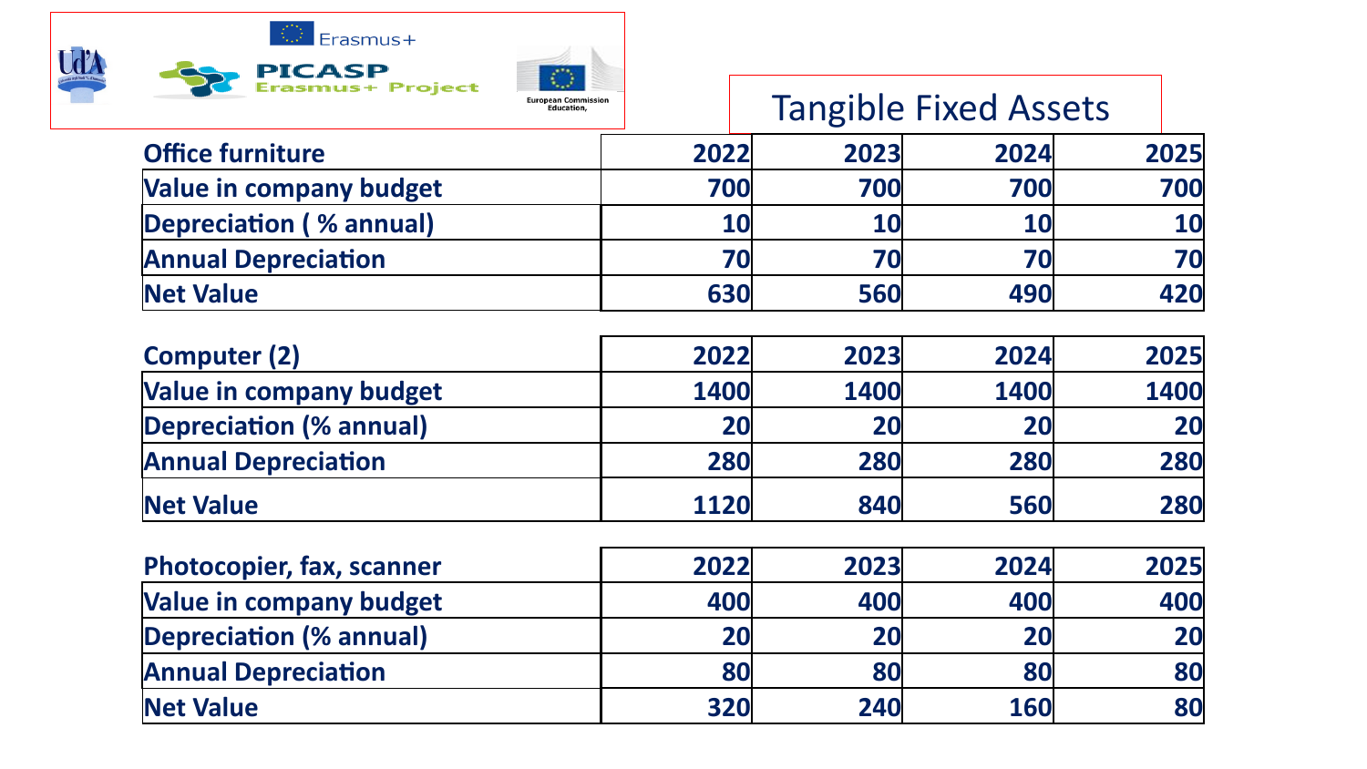# Tangible Fixed Assets

| Office furniture | 2022 | 2023 | 2024 | 2025 |
| --- | --- | --- | --- | --- |
| Value in company budget | 700 | 700 | 700 | 700 |
| Depreciation ( % annual) | 10 | 10 | 10 | 10 |
| Annual Depreciation | 70 | 70 | 70 | 70 |
| Net Value | 630 | 560 | 490 | 420 |

| Computer (2) | 2022 | 2023 | 2024 | 2025 |
| --- | --- | --- | --- | --- |
| Value in company budget | 1400 | 1400 | 1400 | 1400 |
| Depreciation (% annual) | 20 | 20 | 20 | 20 |
| Annual Depreciation | 280 | 280 | 280 | 280 |
| Net Value | 1120 | 840 | 560 | 280 |

| Photocopier, fax, scanner | 2022 | 2023 | 2024 | 2025 |
| --- | --- | --- | --- | --- |
| Value in company budget | 400 | 400 | 400 | 400 |
| Depreciation (% annual) | 20 | 20 | 20 | 20 |
| Annual Depreciation | 80 | 80 | 80 | 80 |
| Net Value | 320 | 240 | 160 | 80 |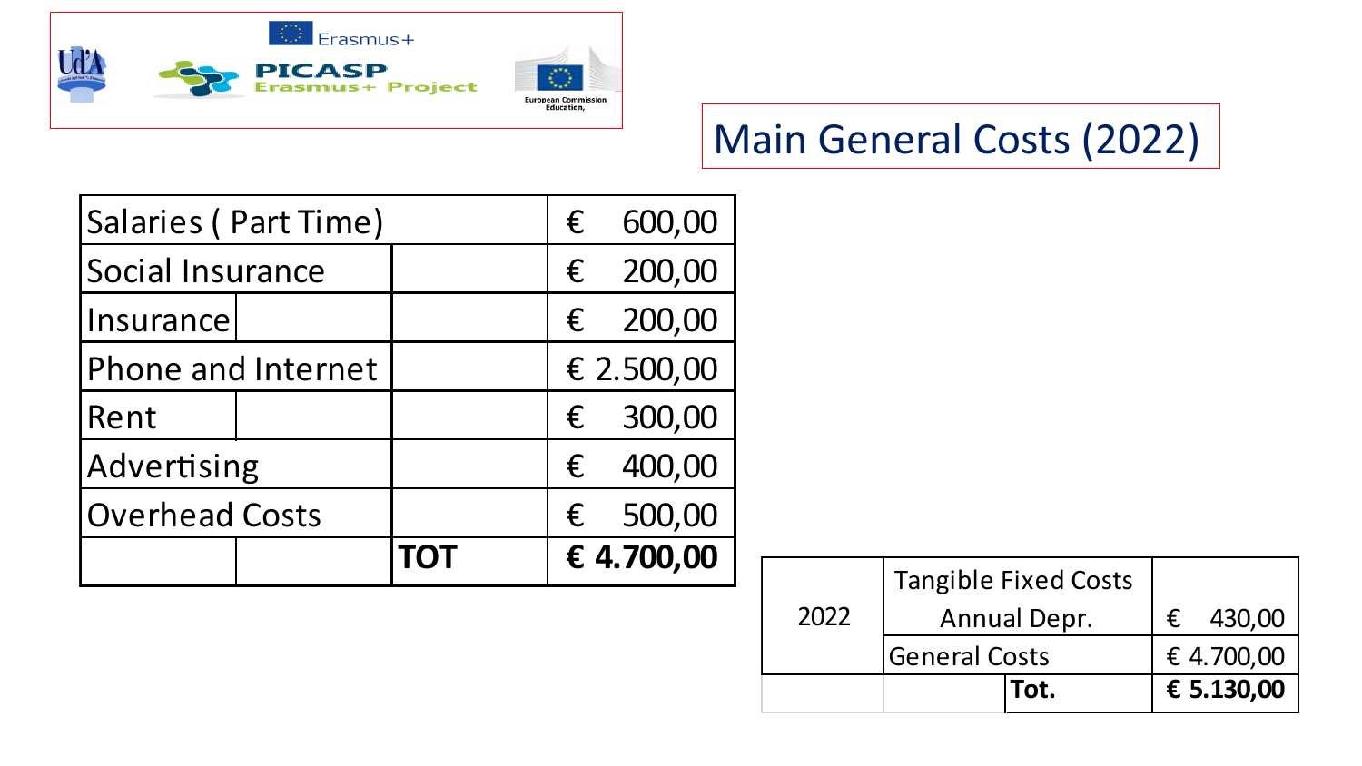# Main General Costs (2022)

| Item | | | Amount |
|---|---|---|---|
| Salaries ( Part Time) | | | € 600,00 |
| Social Insurance | | | € 200,00 |
| Insurance | | | € 200,00 |
| Phone and Internet | | | € 2.500,00 |
| Rent | | | € 300,00 |
| Advertising | | | € 400,00 |
| Overhead Costs | | | € 500,00 |
| | | **TOT** | **€ 4.700,00** |

| Year | Item | | Amount |
|---|---|---|---|
| 2022 | Tangible Fixed Costs Annual Depr. | | € 430,00 |
| | General Costs | | € 4.700,00 |
| | | **Tot.** | **€ 5.130,00** |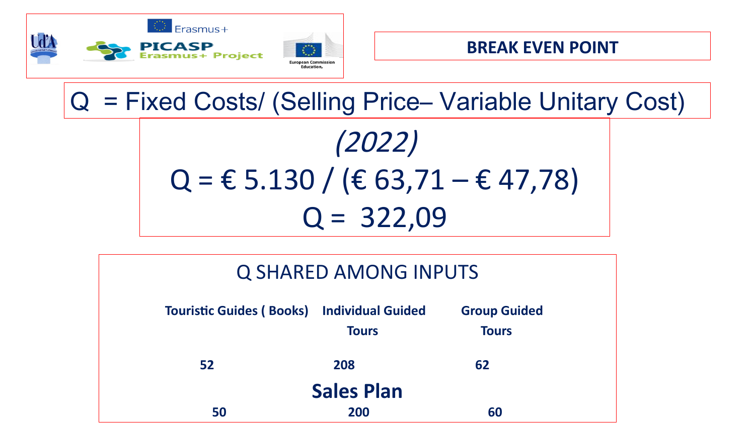# BREAK EVEN POINT

$$Q = \text{Fixed Costs} / (\text{Selling Price} - \text{Variable Unitary Cost})$$

*(2022)*

$$Q = € \, 5.130 / (€ \, 63{,}71 - € \, 47{,}78)$$

$$Q = 322{,}09$$

## Q SHARED AMONG INPUTS

| | Touristic Guides ( Books) | Individual Guided Tours | Group Guided Tours |
|---|---|---|---|
| | 52 | 208 | 62 |
| **Sales Plan** | 50 | 200 | 60 |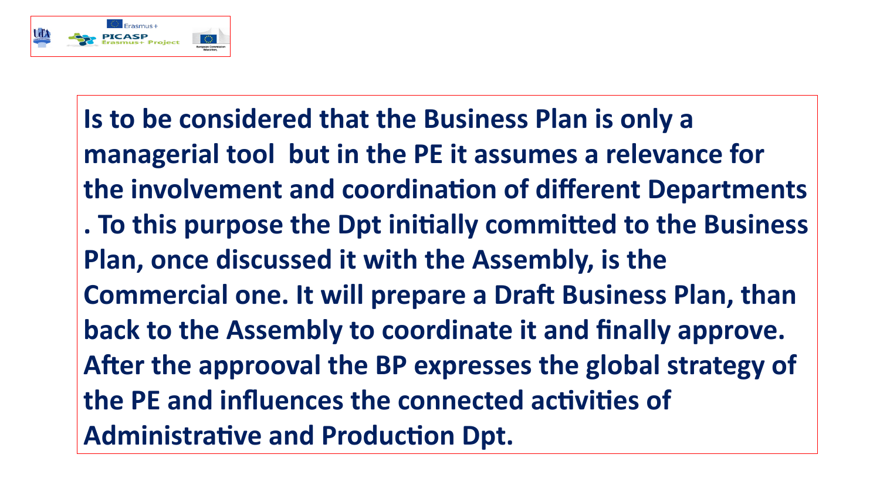**Is to be considered that the Business Plan is only a managerial tool but in the PE it assumes a relevance for the involvement and coordination of different Departments . To this purpose the Dpt initially committed to the Business Plan, once discussed it with the Assembly, is the Commercial one. It will prepare a Draft Business Plan, than back to the Assembly to coordinate it and finally approve. After the approoval the BP expresses the global strategy of the PE and influences the connected activities of Administrative and Production Dpt.**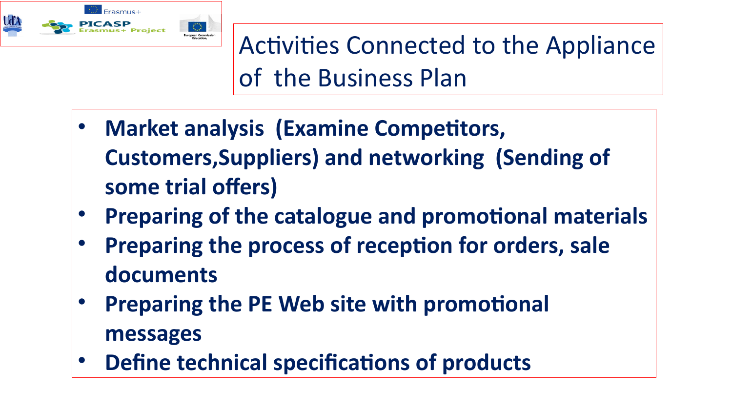# Activities Connected to the Appliance of the Business Plan

- **Market analysis (Examine Competitors, Customers,Suppliers) and networking (Sending of some trial offers)**
- **Preparing of the catalogue and promotional materials**
- **Preparing the process of reception for orders, sale documents**
- **Preparing the PE Web site with promotional messages**
- **Define technical specifications of products**